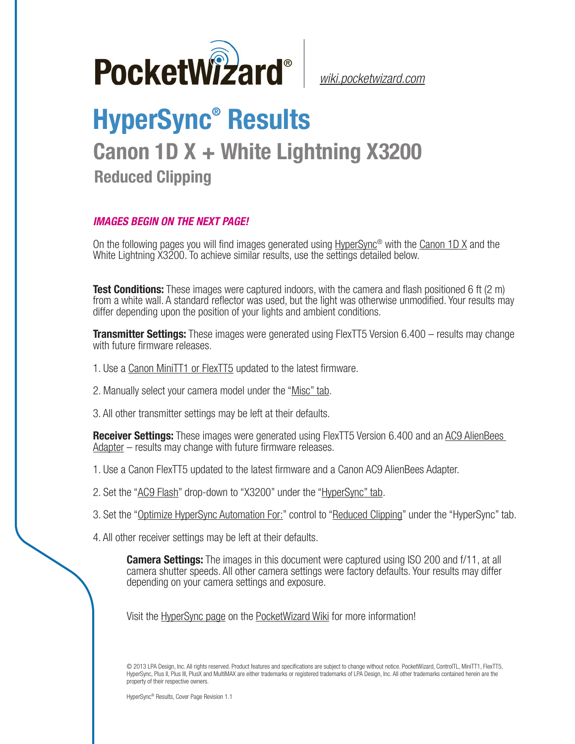PocketWizard® | wiki.pocketwizard.com

# HyperSync® Results

## Canon 1D X + White Lightning X3200

### Reduced Clipping

***IMAGES BEGIN ON THE NEXT PAGE!***

On the following pages you will find images generated using HyperSync® with the Canon 1D X and the White Lightning X3200. To achieve similar results, use the settings detailed below.

**Test Conditions:** These images were captured indoors, with the camera and flash positioned 6 ft (2 m) from a white wall. A standard reflector was used, but the light was otherwise unmodified. Your results may differ depending upon the position of your lights and ambient conditions.

**Transmitter Settings:** These images were generated using FlexTT5 Version 6.400 – results may change with future firmware releases.

1. Use a Canon MiniTT1 or FlexTT5 updated to the latest firmware.

2. Manually select your camera model under the "Misc" tab.

3. All other transmitter settings may be left at their defaults.

**Receiver Settings:** These images were generated using FlexTT5 Version 6.400 and an AC9 AlienBees Adapter – results may change with future firmware releases.

1. Use a Canon FlexTT5 updated to the latest firmware and a Canon AC9 AlienBees Adapter.

2. Set the "AC9 Flash" drop-down to "X3200" under the "HyperSync" tab.

3. Set the "Optimize HyperSync Automation For:" control to "Reduced Clipping" under the "HyperSync" tab.

4. All other receiver settings may be left at their defaults.

**Camera Settings:** The images in this document were captured using ISO 200 and f/11, at all camera shutter speeds. All other camera settings were factory defaults. Your results may differ depending on your camera settings and exposure.

Visit the HyperSync page on the PocketWizard Wiki for more information!

© 2013 LPA Design, Inc. All rights reserved. Product features and specifications are subject to change without notice. PocketWizard, ControlTL, MiniTT1, FlexTT5, HyperSync, Plus II, Plus III, PlusX and MultiMAX are either trademarks or registered trademarks of LPA Design, Inc. All other trademarks contained herein are the property of their respective owners.

HyperSync® Results, Cover Page Revision 1.1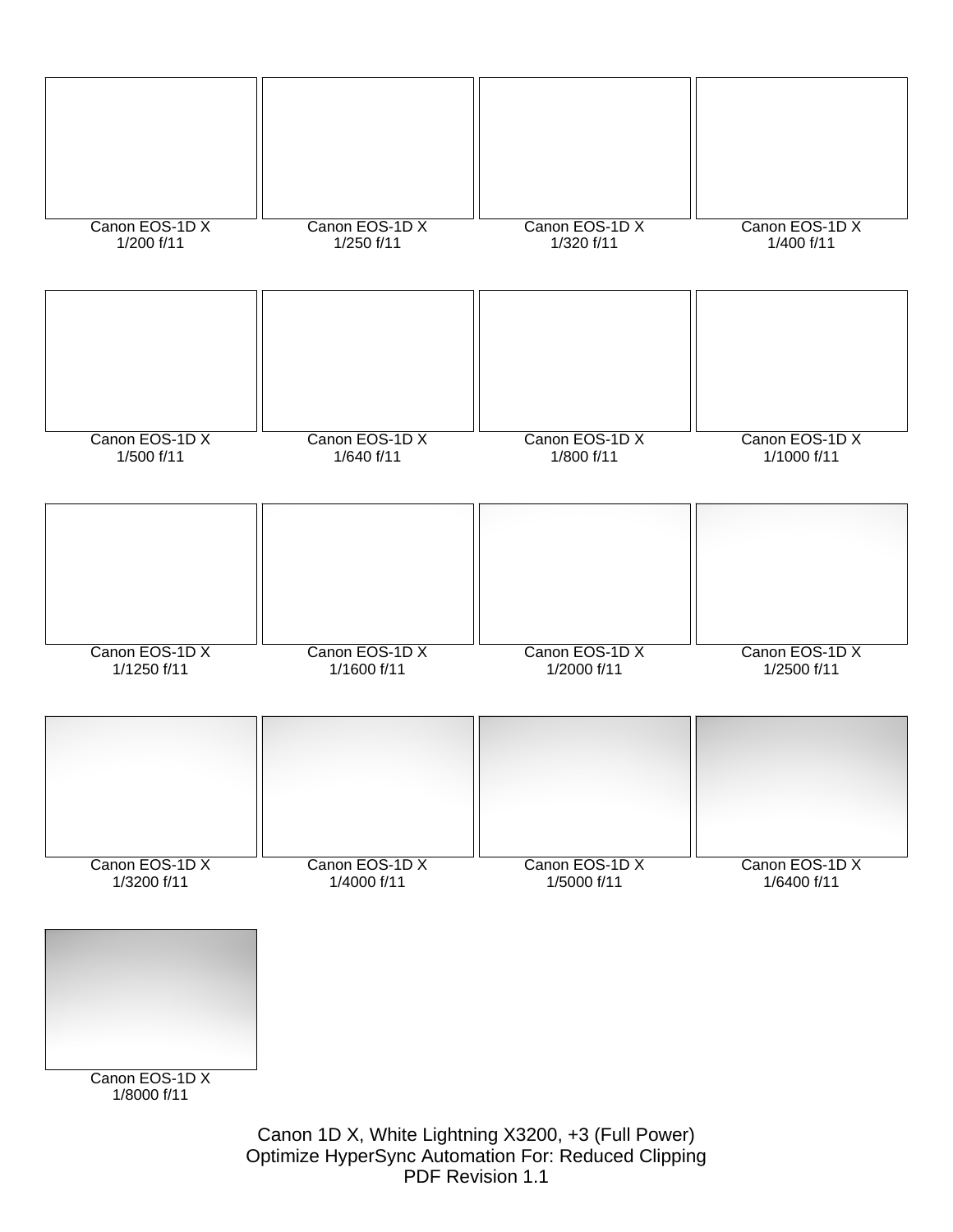Canon EOS-1D X
1/200 f/11

Canon EOS-1D X
1/250 f/11

Canon EOS-1D X
1/320 f/11

Canon EOS-1D X
1/400 f/11

Canon EOS-1D X
1/500 f/11

Canon EOS-1D X
1/640 f/11

Canon EOS-1D X
1/800 f/11

Canon EOS-1D X
1/1000 f/11

Canon EOS-1D X
1/1250 f/11

Canon EOS-1D X
1/1600 f/11

Canon EOS-1D X
1/2000 f/11

Canon EOS-1D X
1/2500 f/11

Canon EOS-1D X
1/3200 f/11

Canon EOS-1D X
1/4000 f/11

Canon EOS-1D X
1/5000 f/11

Canon EOS-1D X
1/6400 f/11

Canon EOS-1D X
1/8000 f/11

Canon 1D X, White Lightning X3200, +3 (Full Power)
Optimize HyperSync Automation For: Reduced Clipping
PDF Revision 1.1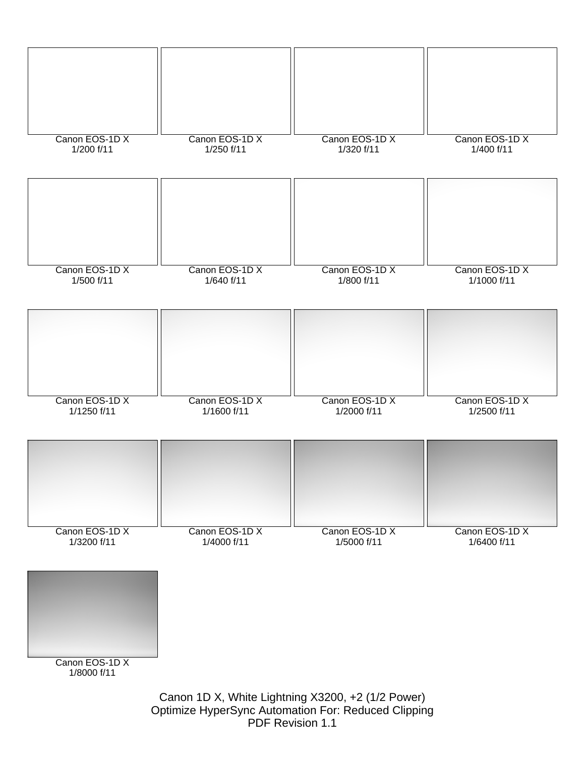Canon EOS-1D X
1/200 f/11

Canon EOS-1D X
1/250 f/11

Canon EOS-1D X
1/320 f/11

Canon EOS-1D X
1/400 f/11

Canon EOS-1D X
1/500 f/11

Canon EOS-1D X
1/640 f/11

Canon EOS-1D X
1/800 f/11

Canon EOS-1D X
1/1000 f/11

Canon EOS-1D X
1/1250 f/11

Canon EOS-1D X
1/1600 f/11

Canon EOS-1D X
1/2000 f/11

Canon EOS-1D X
1/2500 f/11

Canon EOS-1D X
1/3200 f/11

Canon EOS-1D X
1/4000 f/11

Canon EOS-1D X
1/5000 f/11

Canon EOS-1D X
1/6400 f/11

Canon EOS-1D X
1/8000 f/11

Canon 1D X, White Lightning X3200, +2 (1/2 Power)
Optimize HyperSync Automation For: Reduced Clipping
PDF Revision 1.1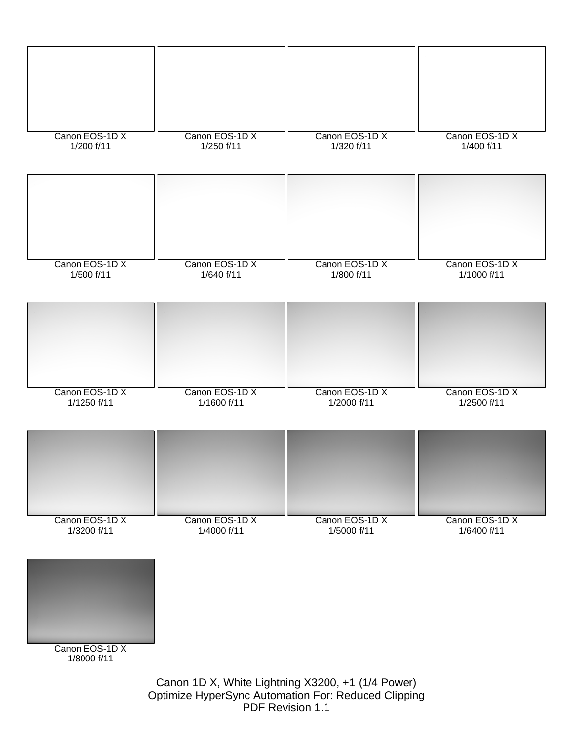Canon EOS-1D X
1/200 f/11

Canon EOS-1D X
1/250 f/11

Canon EOS-1D X
1/320 f/11

Canon EOS-1D X
1/400 f/11

Canon EOS-1D X
1/500 f/11

Canon EOS-1D X
1/640 f/11

Canon EOS-1D X
1/800 f/11

Canon EOS-1D X
1/1000 f/11

Canon EOS-1D X
1/1250 f/11

Canon EOS-1D X
1/1600 f/11

Canon EOS-1D X
1/2000 f/11

Canon EOS-1D X
1/2500 f/11

Canon EOS-1D X
1/3200 f/11

Canon EOS-1D X
1/4000 f/11

Canon EOS-1D X
1/5000 f/11

Canon EOS-1D X
1/6400 f/11

Canon EOS-1D X
1/8000 f/11

Canon 1D X, White Lightning X3200, +1 (1/4 Power)
Optimize HyperSync Automation For: Reduced Clipping
PDF Revision 1.1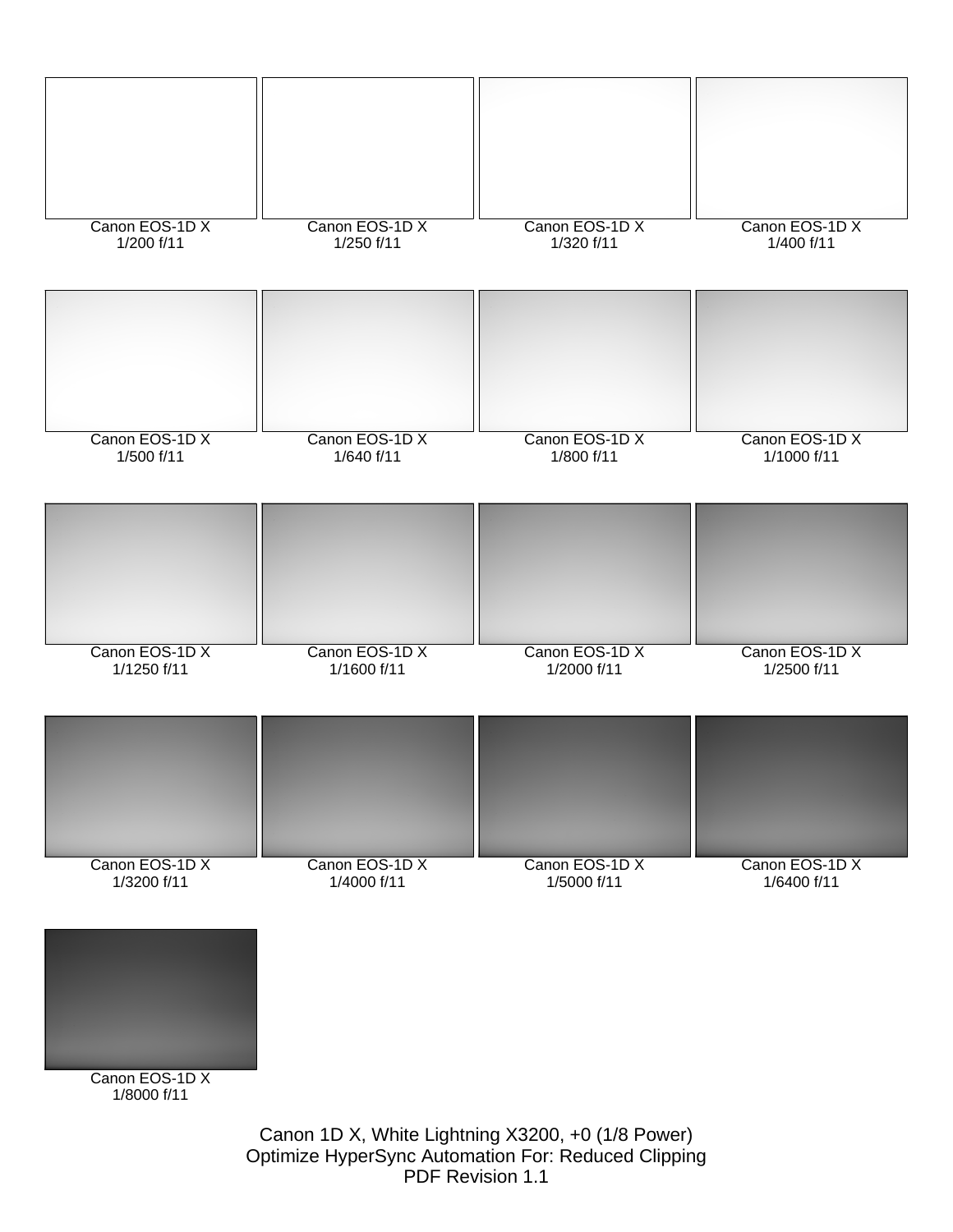Canon EOS-1D X
1/200 f/11

Canon EOS-1D X
1/250 f/11

Canon EOS-1D X
1/320 f/11

Canon EOS-1D X
1/400 f/11

Canon EOS-1D X
1/500 f/11

Canon EOS-1D X
1/640 f/11

Canon EOS-1D X
1/800 f/11

Canon EOS-1D X
1/1000 f/11

Canon EOS-1D X
1/1250 f/11

Canon EOS-1D X
1/1600 f/11

Canon EOS-1D X
1/2000 f/11

Canon EOS-1D X
1/2500 f/11

Canon EOS-1D X
1/3200 f/11

Canon EOS-1D X
1/4000 f/11

Canon EOS-1D X
1/5000 f/11

Canon EOS-1D X
1/6400 f/11

Canon EOS-1D X
1/8000 f/11

Canon 1D X, White Lightning X3200, +0 (1/8 Power)
Optimize HyperSync Automation For: Reduced Clipping
PDF Revision 1.1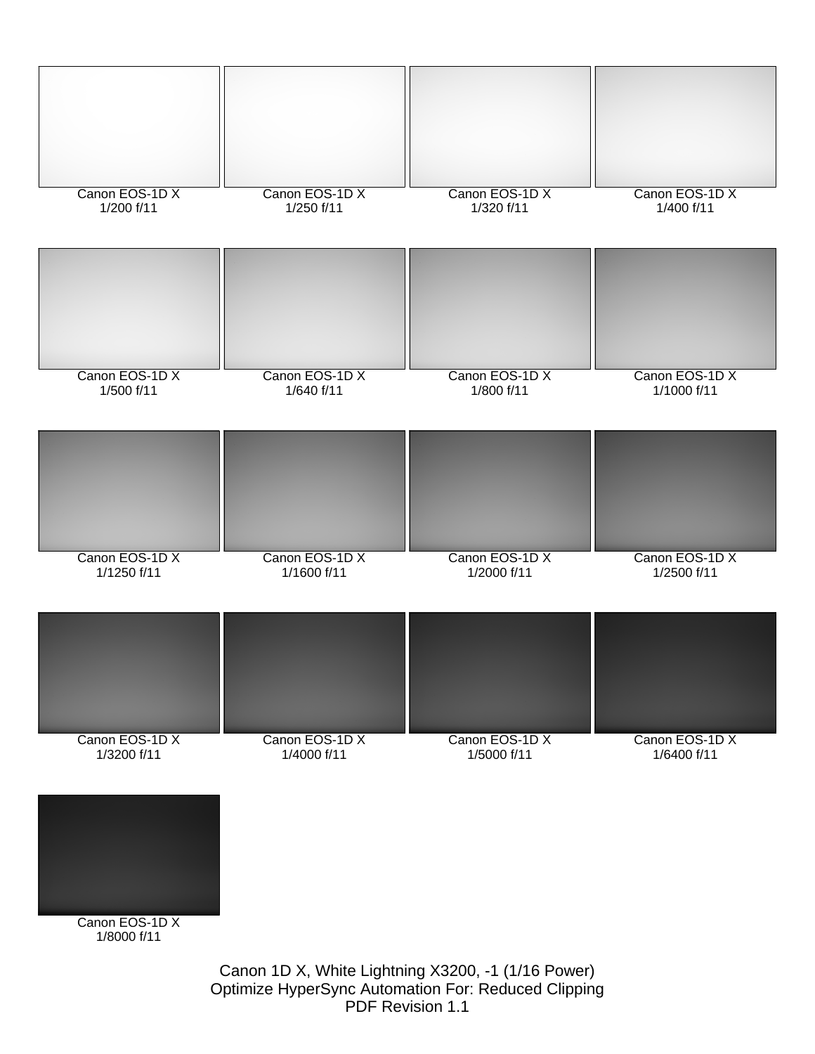Canon EOS-1D X
1/200 f/11

Canon EOS-1D X
1/250 f/11

Canon EOS-1D X
1/320 f/11

Canon EOS-1D X
1/400 f/11

Canon EOS-1D X
1/500 f/11

Canon EOS-1D X
1/640 f/11

Canon EOS-1D X
1/800 f/11

Canon EOS-1D X
1/1000 f/11

Canon EOS-1D X
1/1250 f/11

Canon EOS-1D X
1/1600 f/11

Canon EOS-1D X
1/2000 f/11

Canon EOS-1D X
1/2500 f/11

Canon EOS-1D X
1/3200 f/11

Canon EOS-1D X
1/4000 f/11

Canon EOS-1D X
1/5000 f/11

Canon EOS-1D X
1/6400 f/11

Canon EOS-1D X
1/8000 f/11

Canon 1D X, White Lightning X3200, -1 (1/16 Power)
Optimize HyperSync Automation For: Reduced Clipping
PDF Revision 1.1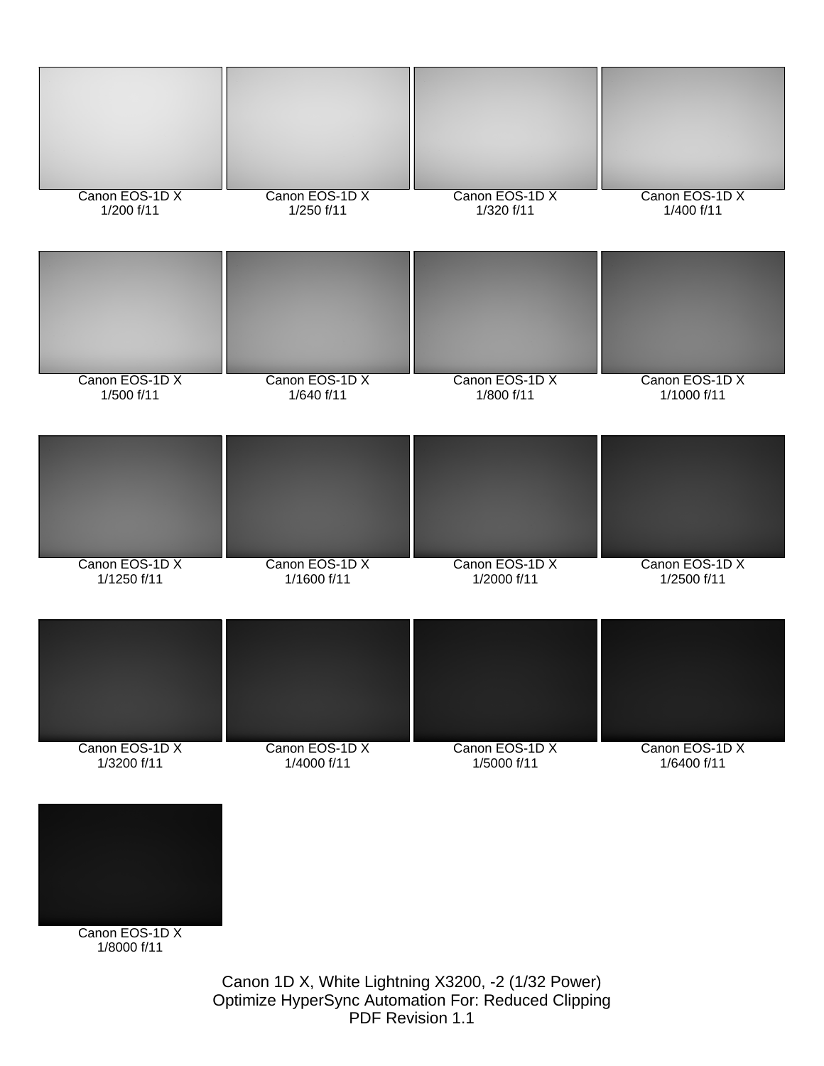Canon EOS-1D X
1/200 f/11

Canon EOS-1D X
1/250 f/11

Canon EOS-1D X
1/320 f/11

Canon EOS-1D X
1/400 f/11

Canon EOS-1D X
1/500 f/11

Canon EOS-1D X
1/640 f/11

Canon EOS-1D X
1/800 f/11

Canon EOS-1D X
1/1000 f/11

Canon EOS-1D X
1/1250 f/11

Canon EOS-1D X
1/1600 f/11

Canon EOS-1D X
1/2000 f/11

Canon EOS-1D X
1/2500 f/11

Canon EOS-1D X
1/3200 f/11

Canon EOS-1D X
1/4000 f/11

Canon EOS-1D X
1/5000 f/11

Canon EOS-1D X
1/6400 f/11

Canon EOS-1D X
1/8000 f/11

Canon 1D X, White Lightning X3200, -2 (1/32 Power)
Optimize HyperSync Automation For: Reduced Clipping
PDF Revision 1.1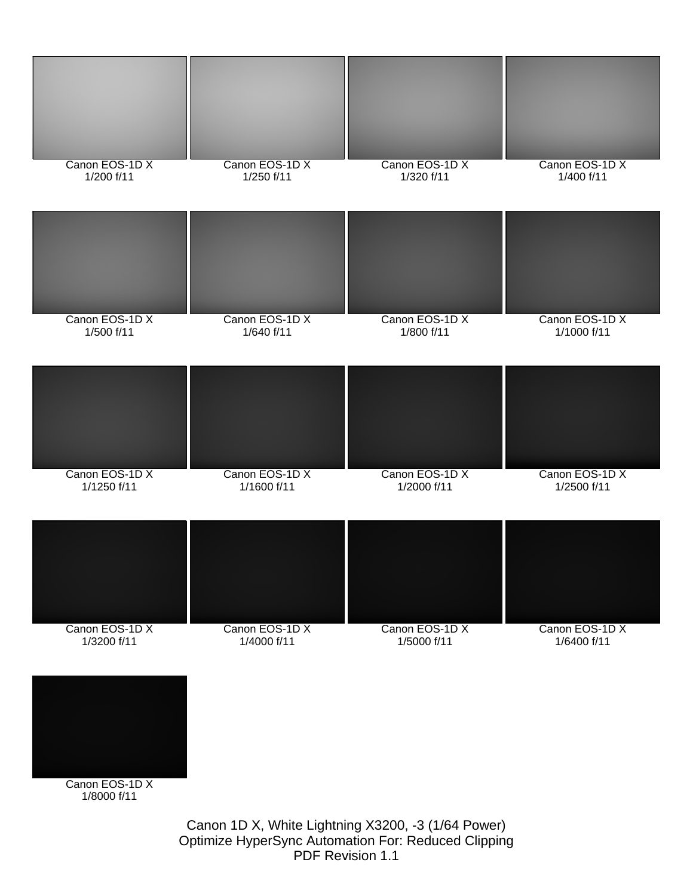Canon EOS-1D X
1/200 f/11

Canon EOS-1D X
1/250 f/11

Canon EOS-1D X
1/320 f/11

Canon EOS-1D X
1/400 f/11

Canon EOS-1D X
1/500 f/11

Canon EOS-1D X
1/640 f/11

Canon EOS-1D X
1/800 f/11

Canon EOS-1D X
1/1000 f/11

Canon EOS-1D X
1/1250 f/11

Canon EOS-1D X
1/1600 f/11

Canon EOS-1D X
1/2000 f/11

Canon EOS-1D X
1/2500 f/11

Canon EOS-1D X
1/3200 f/11

Canon EOS-1D X
1/4000 f/11

Canon EOS-1D X
1/5000 f/11

Canon EOS-1D X
1/6400 f/11

Canon EOS-1D X
1/8000 f/11

Canon 1D X, White Lightning X3200, -3 (1/64 Power)
Optimize HyperSync Automation For: Reduced Clipping
PDF Revision 1.1